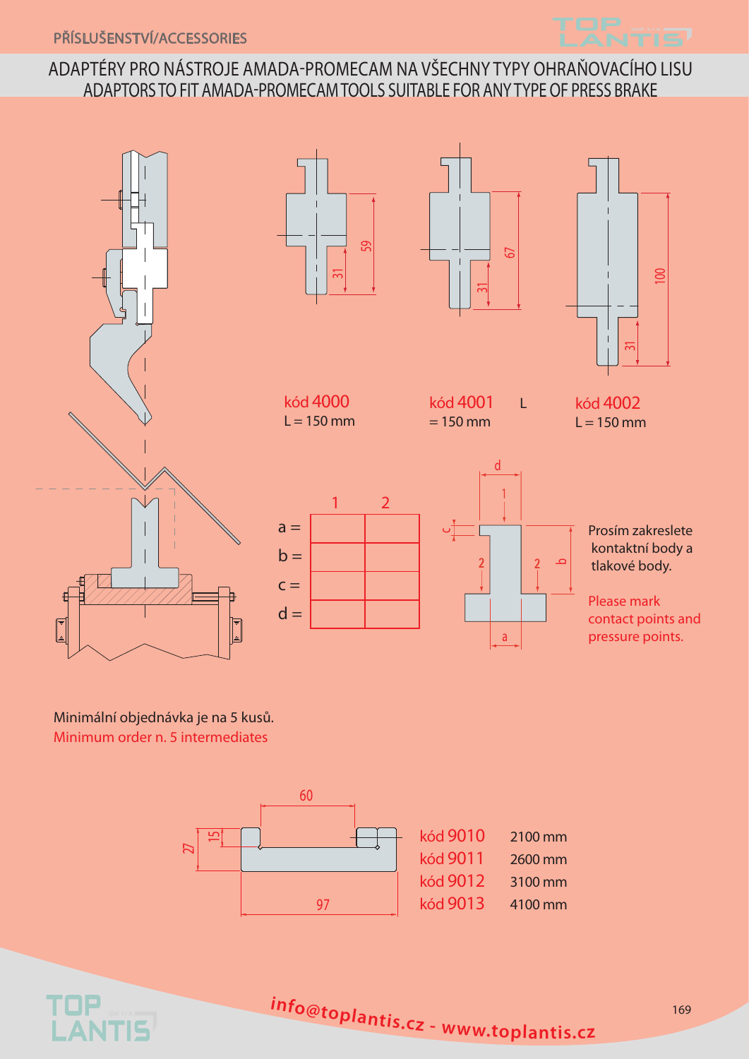PŘÍSLUŠENSTVÍ/ACCESSORIES

# ADAPTÉRY PRO NÁSTROJE AMADA-PROMECAM NA VŠECHNY TYPY OHRAŇOVACÍHO LISU
## ADAPTORS TO FIT AMADA-PROMECAM TOOLS SUITABLE FOR ANY TYPE OF PRESS BRAKE

kód 4000
L = 150 mm

kód 4001
L = 150 mm

kód 4002
L = 150 mm

| | 1 | 2 |
|---|---|---|
| a = | | |
| b = | | |
| c = | | |
| d = | | |

Prosím zakreslete kontaktní body a tlakové body.

Please mark contact points and pressure points.

Minimální objednávka je na 5 kusů.
Minimum order n. 5 intermediates

| | |
|---|---|
| kód 9010 | 2100 mm |
| kód 9011 | 2600 mm |
| kód 9012 | 3100 mm |
| kód 9013 | 4100 mm |

info@toplantis.cz - www.toplantis.cz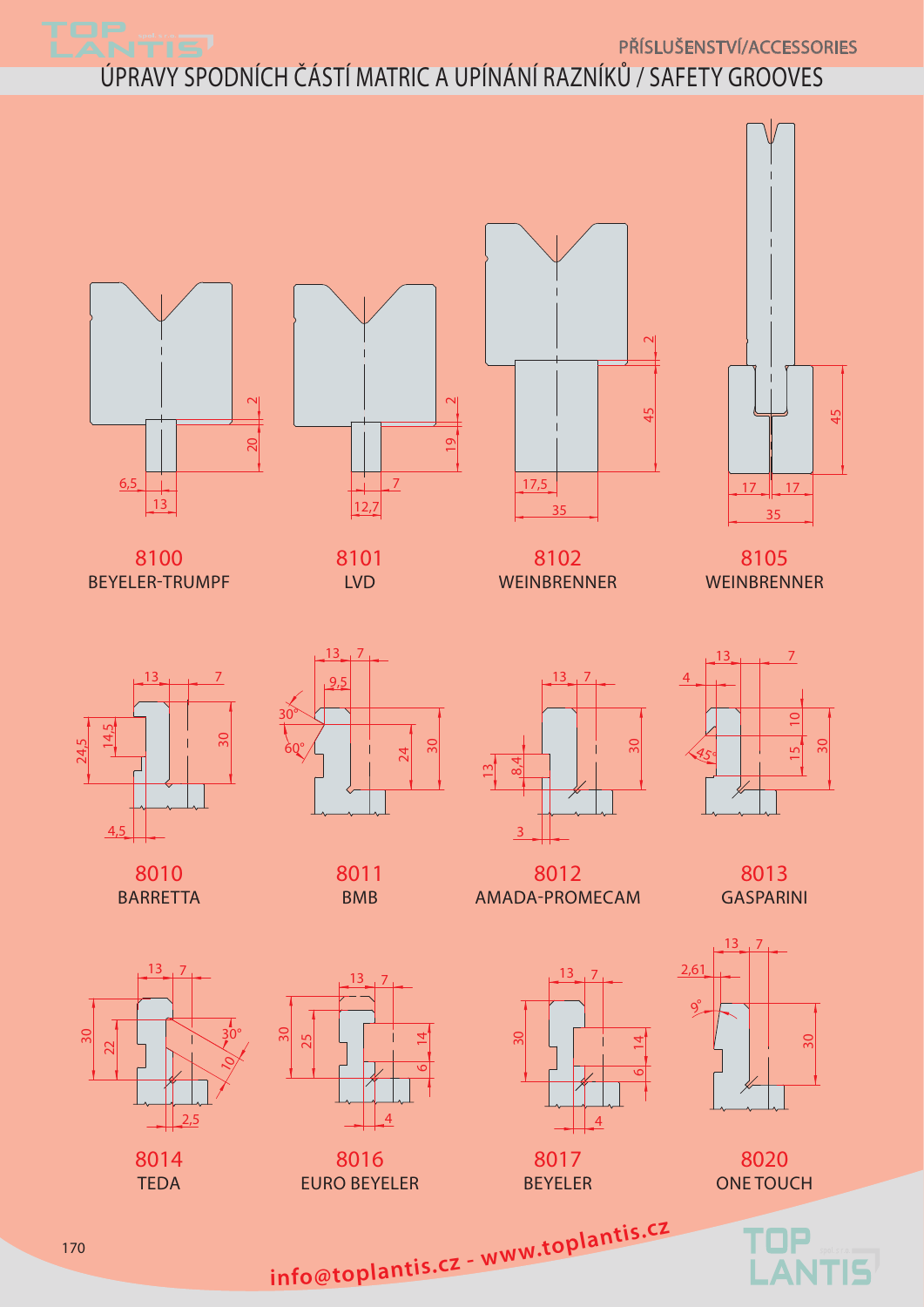PŘÍSLUŠENSTVÍ/ACCESSORIES

# ÚPRAVY SPODNÍCH ČÁSTÍ MATRIC A UPÍNÁNÍ RAZNÍKŮ / SAFETY GROOVES

2
20
6,5
13

**8100**
BEYELER-TRUMPF

2
19
7
12,7

**8101**
LVD

2
45
17,5
35

**8102**
WEINBRENNER

45
17
17
35

**8105**
WEINBRENNER

13
7
24,5
14,5
30
4,5

**8010**
BARRETTA

13
7
9,5
30°
60°
24
30

**8011**
BMB

13
7
13
8,4
30
3

**8012**
AMADA-PROMECAM

13
7
4
10
15
30
45°

**8013**
GASPARINI

13
7
30
22
30°
10
2,5

**8014**
TEDA

13
7
30
25
14
6
4

**8016**
EURO BEYELER

13
7
30
14
6
4

**8017**
BEYELER

13
7
2,61
9°
30

**8020**
ONE TOUCH

info@toplantis.cz - www.toplantis.cz